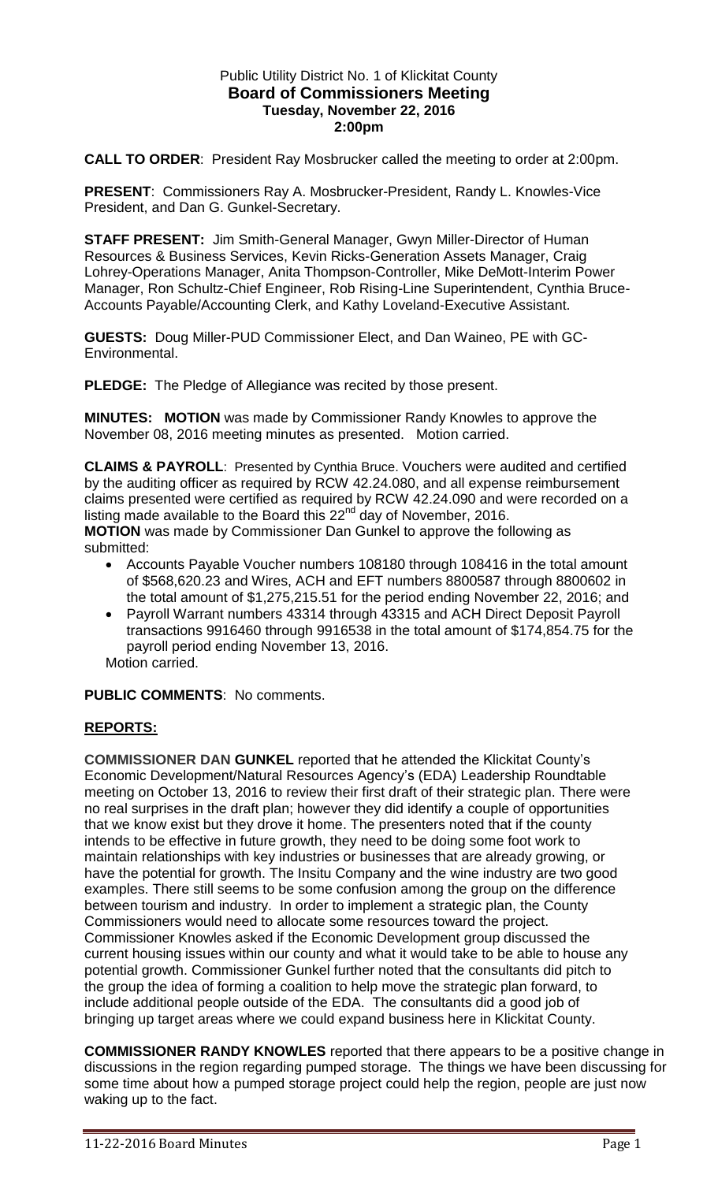# Public Utility District No. 1 of Klickitat County
## Board of Commissioners Meeting
### Tuesday, November 22, 2016
### 2:00pm

**CALL TO ORDER**: President Ray Mosbrucker called the meeting to order at 2:00pm.

**PRESENT**: Commissioners Ray A. Mosbrucker-President, Randy L. Knowles-Vice President, and Dan G. Gunkel-Secretary.

**STAFF PRESENT:** Jim Smith-General Manager, Gwyn Miller-Director of Human Resources & Business Services, Kevin Ricks-Generation Assets Manager, Craig Lohrey-Operations Manager, Anita Thompson-Controller, Mike DeMott-Interim Power Manager, Ron Schultz-Chief Engineer, Rob Rising-Line Superintendent, Cynthia Bruce-Accounts Payable/Accounting Clerk, and Kathy Loveland-Executive Assistant.

**GUESTS:** Doug Miller-PUD Commissioner Elect, and Dan Waineo, PE with GC-Environmental.

**PLEDGE:** The Pledge of Allegiance was recited by those present.

**MINUTES: MOTION** was made by Commissioner Randy Knowles to approve the November 08, 2016 meeting minutes as presented. Motion carried.

**CLAIMS & PAYROLL**: Presented by Cynthia Bruce. Vouchers were audited and certified by the auditing officer as required by RCW 42.24.080, and all expense reimbursement claims presented were certified as required by RCW 42.24.090 and were recorded on a listing made available to the Board this 22nd day of November, 2016.

**MOTION** was made by Commissioner Dan Gunkel to approve the following as submitted:

- Accounts Payable Voucher numbers 108180 through 108416 in the total amount of $568,620.23 and Wires, ACH and EFT numbers 8800587 through 8800602 in the total amount of $1,275,215.51 for the period ending November 22, 2016; and
- Payroll Warrant numbers 43314 through 43315 and ACH Direct Deposit Payroll transactions 9916460 through 9916538 in the total amount of $174,854.75 for the payroll period ending November 13, 2016.

Motion carried.

**PUBLIC COMMENTS**: No comments.

## REPORTS:

**COMMISSIONER DAN GUNKEL** reported that he attended the Klickitat County's Economic Development/Natural Resources Agency's (EDA) Leadership Roundtable meeting on October 13, 2016 to review their first draft of their strategic plan. There were no real surprises in the draft plan; however they did identify a couple of opportunities that we know exist but they drove it home. The presenters noted that if the county intends to be effective in future growth, they need to be doing some foot work to maintain relationships with key industries or businesses that are already growing, or have the potential for growth. The Insitu Company and the wine industry are two good examples. There still seems to be some confusion among the group on the difference between tourism and industry. In order to implement a strategic plan, the County Commissioners would need to allocate some resources toward the project. Commissioner Knowles asked if the Economic Development group discussed the current housing issues within our county and what it would take to be able to house any potential growth. Commissioner Gunkel further noted that the consultants did pitch to the group the idea of forming a coalition to help move the strategic plan forward, to include additional people outside of the EDA. The consultants did a good job of bringing up target areas where we could expand business here in Klickitat County.

**COMMISSIONER RANDY KNOWLES** reported that there appears to be a positive change in discussions in the region regarding pumped storage. The things we have been discussing for some time about how a pumped storage project could help the region, people are just now waking up to the fact.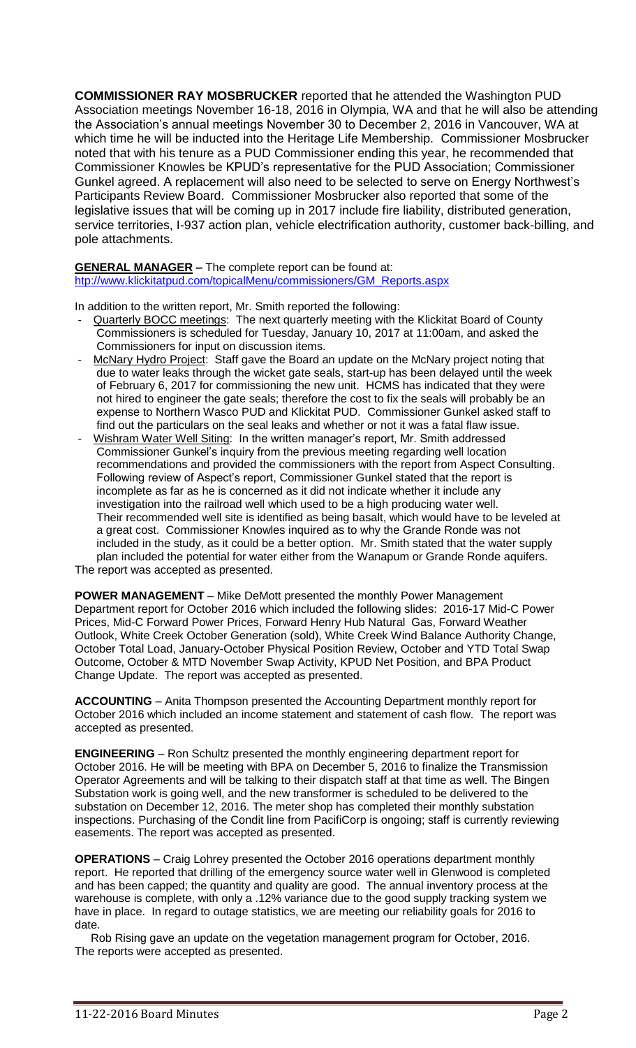**COMMISSIONER RAY MOSBRUCKER** reported that he attended the Washington PUD Association meetings November 16-18, 2016 in Olympia, WA and that he will also be attending the Association's annual meetings November 30 to December 2, 2016 in Vancouver, WA at which time he will be inducted into the Heritage Life Membership. Commissioner Mosbrucker noted that with his tenure as a PUD Commissioner ending this year, he recommended that Commissioner Knowles be KPUD's representative for the PUD Association; Commissioner Gunkel agreed. A replacement will also need to be selected to serve on Energy Northwest's Participants Review Board. Commissioner Mosbrucker also reported that some of the legislative issues that will be coming up in 2017 include fire liability, distributed generation, service territories, I-937 action plan, vehicle electrification authority, customer back-billing, and pole attachments.

**GENERAL MANAGER –** The complete report can be found at: htp://www.klickitatpud.com/topicalMenu/commissioners/GM_Reports.aspx

In addition to the written report, Mr. Smith reported the following:

- Quarterly BOCC meetings: The next quarterly meeting with the Klickitat Board of County Commissioners is scheduled for Tuesday, January 10, 2017 at 11:00am, and asked the Commissioners for input on discussion items.
- McNary Hydro Project: Staff gave the Board an update on the McNary project noting that due to water leaks through the wicket gate seals, start-up has been delayed until the week of February 6, 2017 for commissioning the new unit. HCMS has indicated that they were not hired to engineer the gate seals; therefore the cost to fix the seals will probably be an expense to Northern Wasco PUD and Klickitat PUD. Commissioner Gunkel asked staff to find out the particulars on the seal leaks and whether or not it was a fatal flaw issue.
- Wishram Water Well Siting: In the written manager's report, Mr. Smith addressed Commissioner Gunkel's inquiry from the previous meeting regarding well location recommendations and provided the commissioners with the report from Aspect Consulting. Following review of Aspect's report, Commissioner Gunkel stated that the report is incomplete as far as he is concerned as it did not indicate whether it include any investigation into the railroad well which used to be a high producing water well. Their recommended well site is identified as being basalt, which would have to be leveled at a great cost. Commissioner Knowles inquired as to why the Grande Ronde was not included in the study, as it could be a better option. Mr. Smith stated that the water supply plan included the potential for water either from the Wanapum or Grande Ronde aquifers.

The report was accepted as presented.

**POWER MANAGEMENT** – Mike DeMott presented the monthly Power Management Department report for October 2016 which included the following slides: 2016-17 Mid-C Power Prices, Mid-C Forward Power Prices, Forward Henry Hub Natural Gas, Forward Weather Outlook, White Creek October Generation (sold), White Creek Wind Balance Authority Change, October Total Load, January-October Physical Position Review, October and YTD Total Swap Outcome, October & MTD November Swap Activity, KPUD Net Position, and BPA Product Change Update. The report was accepted as presented.

**ACCOUNTING** – Anita Thompson presented the Accounting Department monthly report for October 2016 which included an income statement and statement of cash flow. The report was accepted as presented.

**ENGINEERING** – Ron Schultz presented the monthly engineering department report for October 2016. He will be meeting with BPA on December 5, 2016 to finalize the Transmission Operator Agreements and will be talking to their dispatch staff at that time as well. The Bingen Substation work is going well, and the new transformer is scheduled to be delivered to the substation on December 12, 2016. The meter shop has completed their monthly substation inspections. Purchasing of the Condit line from PacifiCorp is ongoing; staff is currently reviewing easements. The report was accepted as presented.

**OPERATIONS** – Craig Lohrey presented the October 2016 operations department monthly report. He reported that drilling of the emergency source water well in Glenwood is completed and has been capped; the quantity and quality are good. The annual inventory process at the warehouse is complete, with only a .12% variance due to the good supply tracking system we have in place. In regard to outage statistics, we are meeting our reliability goals for 2016 to date.

Rob Rising gave an update on the vegetation management program for October, 2016. The reports were accepted as presented.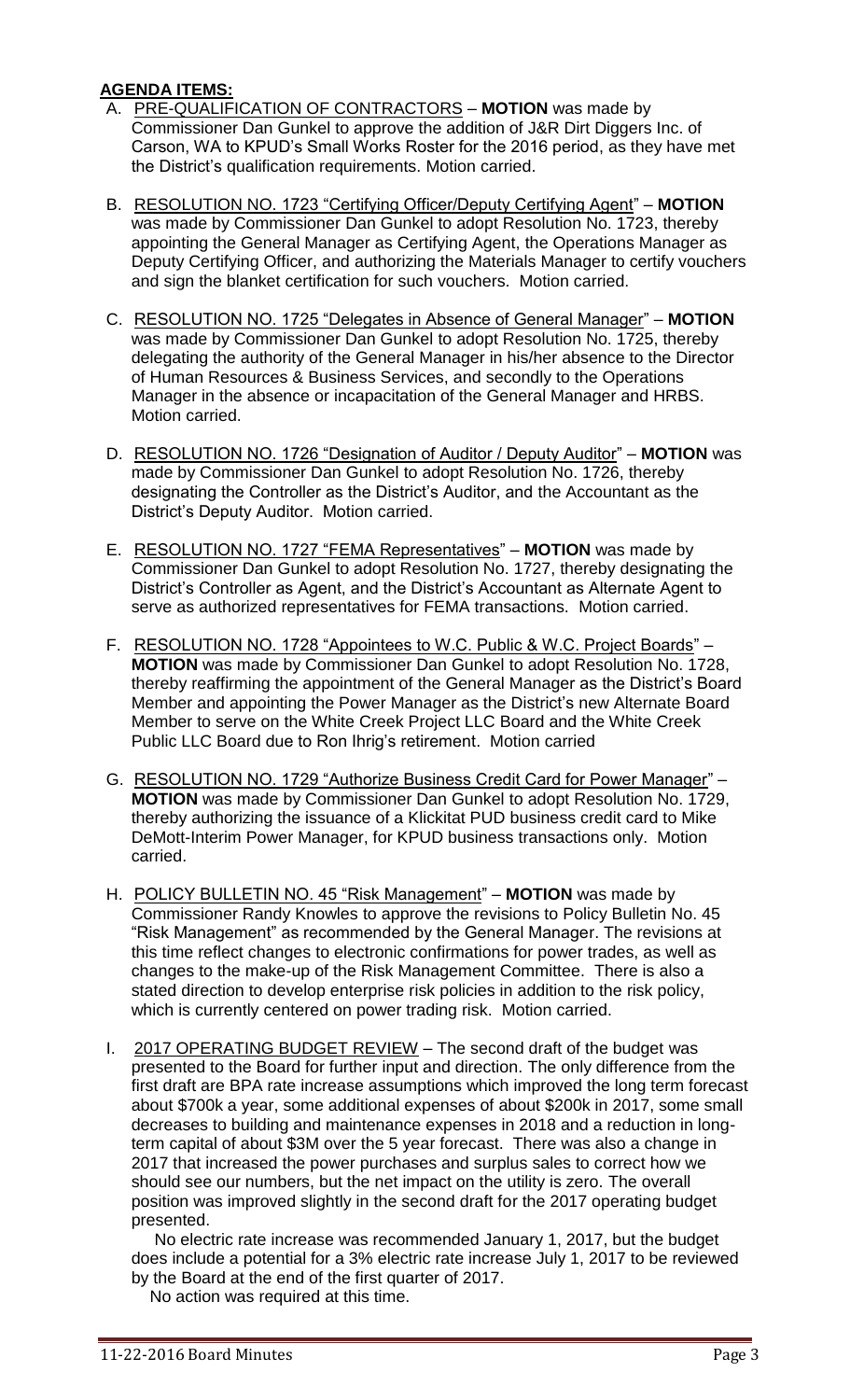## AGENDA ITEMS:

A. PRE-QUALIFICATION OF CONTRACTORS – **MOTION** was made by Commissioner Dan Gunkel to approve the addition of J&R Dirt Diggers Inc. of Carson, WA to KPUD's Small Works Roster for the 2016 period, as they have met the District's qualification requirements. Motion carried.

B. RESOLUTION NO. 1723 "Certifying Officer/Deputy Certifying Agent" – **MOTION** was made by Commissioner Dan Gunkel to adopt Resolution No. 1723, thereby appointing the General Manager as Certifying Agent, the Operations Manager as Deputy Certifying Officer, and authorizing the Materials Manager to certify vouchers and sign the blanket certification for such vouchers. Motion carried.

C. RESOLUTION NO. 1725 "Delegates in Absence of General Manager" – **MOTION** was made by Commissioner Dan Gunkel to adopt Resolution No. 1725, thereby delegating the authority of the General Manager in his/her absence to the Director of Human Resources & Business Services, and secondly to the Operations Manager in the absence or incapacitation of the General Manager and HRBS. Motion carried.

D. RESOLUTION NO. 1726 "Designation of Auditor / Deputy Auditor" – **MOTION** was made by Commissioner Dan Gunkel to adopt Resolution No. 1726, thereby designating the Controller as the District's Auditor, and the Accountant as the District's Deputy Auditor. Motion carried.

E. RESOLUTION NO. 1727 "FEMA Representatives" – **MOTION** was made by Commissioner Dan Gunkel to adopt Resolution No. 1727, thereby designating the District's Controller as Agent, and the District's Accountant as Alternate Agent to serve as authorized representatives for FEMA transactions. Motion carried.

F. RESOLUTION NO. 1728 "Appointees to W.C. Public & W.C. Project Boards" – **MOTION** was made by Commissioner Dan Gunkel to adopt Resolution No. 1728, thereby reaffirming the appointment of the General Manager as the District's Board Member and appointing the Power Manager as the District's new Alternate Board Member to serve on the White Creek Project LLC Board and the White Creek Public LLC Board due to Ron Ihrig's retirement. Motion carried

G. RESOLUTION NO. 1729 "Authorize Business Credit Card for Power Manager" – **MOTION** was made by Commissioner Dan Gunkel to adopt Resolution No. 1729, thereby authorizing the issuance of a Klickitat PUD business credit card to Mike DeMott-Interim Power Manager, for KPUD business transactions only. Motion carried.

H. POLICY BULLETIN NO. 45 "Risk Management" – **MOTION** was made by Commissioner Randy Knowles to approve the revisions to Policy Bulletin No. 45 "Risk Management" as recommended by the General Manager. The revisions at this time reflect changes to electronic confirmations for power trades, as well as changes to the make-up of the Risk Management Committee. There is also a stated direction to develop enterprise risk policies in addition to the risk policy, which is currently centered on power trading risk. Motion carried.

I. 2017 OPERATING BUDGET REVIEW – The second draft of the budget was presented to the Board for further input and direction. The only difference from the first draft are BPA rate increase assumptions which improved the long term forecast about $700k a year, some additional expenses of about $200k in 2017, some small decreases to building and maintenance expenses in 2018 and a reduction in long-term capital of about $3M over the 5 year forecast. There was also a change in 2017 that increased the power purchases and surplus sales to correct how we should see our numbers, but the net impact on the utility is zero. The overall position was improved slightly in the second draft for the 2017 operating budget presented.

No electric rate increase was recommended January 1, 2017, but the budget does include a potential for a 3% electric rate increase July 1, 2017 to be reviewed by the Board at the end of the first quarter of 2017.

No action was required at this time.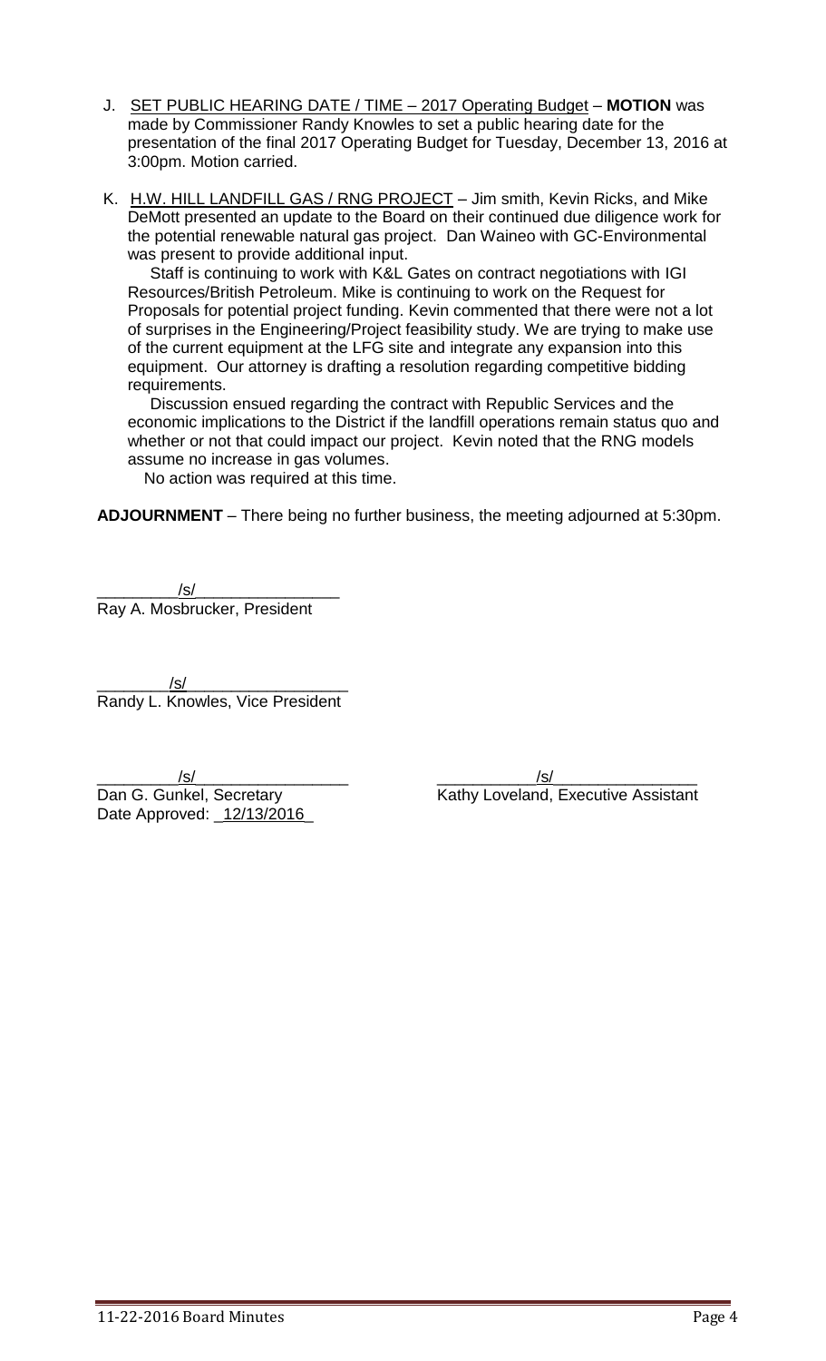J. <u>SET PUBLIC HEARING DATE / TIME – 2017 Operating Budget</u> – **MOTION** was made by Commissioner Randy Knowles to set a public hearing date for the presentation of the final 2017 Operating Budget for Tuesday, December 13, 2016 at 3:00pm. Motion carried.

K. <u>H.W. HILL LANDFILL GAS / RNG PROJECT</u> – Jim smith, Kevin Ricks, and Mike DeMott presented an update to the Board on their continued due diligence work for the potential renewable natural gas project. Dan Waineo with GC-Environmental was present to provide additional input.

Staff is continuing to work with K&L Gates on contract negotiations with IGI Resources/British Petroleum. Mike is continuing to work on the Request for Proposals for potential project funding. Kevin commented that there were not a lot of surprises in the Engineering/Project feasibility study. We are trying to make use of the current equipment at the LFG site and integrate any expansion into this equipment. Our attorney is drafting a resolution regarding competitive bidding requirements.

Discussion ensued regarding the contract with Republic Services and the economic implications to the District if the landfill operations remain status quo and whether or not that could impact our project. Kevin noted that the RNG models assume no increase in gas volumes.

No action was required at this time.

**ADJOURNMENT** – There being no further business, the meeting adjourned at 5:30pm.

/s/
Ray A. Mosbrucker, President

/s/
Randy L. Knowles, Vice President

/s/
Dan G. Gunkel, Secretary
Date Approved: 12/13/2016

/s/
Kathy Loveland, Executive Assistant